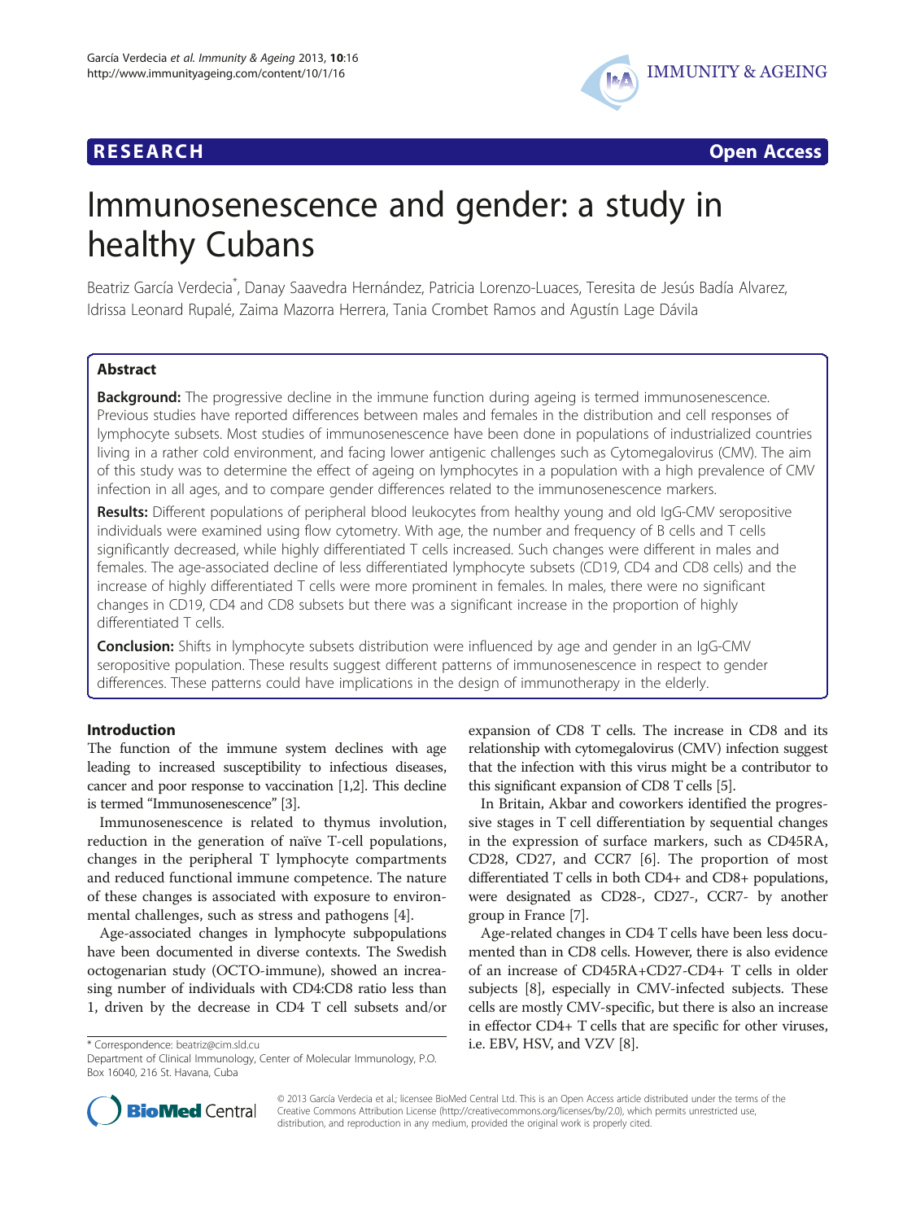**RESEARCH** **Open Access**

# Immunosenescence and gender: a study in healthy Cubans

Beatriz García Verdecia*, Danay Saavedra Hernández, Patricia Lorenzo-Luaces, Teresita de Jesús Badía Alvarez, Idrissa Leonard Rupalé, Zaima Mazorra Herrera, Tania Crombet Ramos and Agustín Lage Dávila

## Abstract

**Background:** The progressive decline in the immune function during ageing is termed immunosenescence. Previous studies have reported differences between males and females in the distribution and cell responses of lymphocyte subsets. Most studies of immunosenescence have been done in populations of industrialized countries living in a rather cold environment, and facing lower antigenic challenges such as Cytomegalovirus (CMV). The aim of this study was to determine the effect of ageing on lymphocytes in a population with a high prevalence of CMV infection in all ages, and to compare gender differences related to the immunosenescence markers.

**Results:** Different populations of peripheral blood leukocytes from healthy young and old IgG-CMV seropositive individuals were examined using flow cytometry. With age, the number and frequency of B cells and T cells significantly decreased, while highly differentiated T cells increased. Such changes were different in males and females. The age-associated decline of less differentiated lymphocyte subsets (CD19, CD4 and CD8 cells) and the increase of highly differentiated T cells were more prominent in females. In males, there were no significant changes in CD19, CD4 and CD8 subsets but there was a significant increase in the proportion of highly differentiated T cells.

**Conclusion:** Shifts in lymphocyte subsets distribution were influenced by age and gender in an IgG-CMV seropositive population. These results suggest different patterns of immunosenescence in respect to gender differences. These patterns could have implications in the design of immunotherapy in the elderly.

## Introduction

The function of the immune system declines with age leading to increased susceptibility to infectious diseases, cancer and poor response to vaccination [1,2]. This decline is termed "Immunosenescence" [3].

Immunosenescence is related to thymus involution, reduction in the generation of naïve T-cell populations, changes in the peripheral T lymphocyte compartments and reduced functional immune competence. The nature of these changes is associated with exposure to environmental challenges, such as stress and pathogens [4].

Age-associated changes in lymphocyte subpopulations have been documented in diverse contexts. The Swedish octogenarian study (OCTO-immune), showed an increasing number of individuals with CD4:CD8 ratio less than 1, driven by the decrease in CD4 T cell subsets and/or expansion of CD8 T cells. The increase in CD8 and its relationship with cytomegalovirus (CMV) infection suggest that the infection with this virus might be a contributor to this significant expansion of CD8 T cells [5].

In Britain, Akbar and coworkers identified the progressive stages in T cell differentiation by sequential changes in the expression of surface markers, such as CD45RA, CD28, CD27, and CCR7 [6]. The proportion of most differentiated T cells in both CD4+ and CD8+ populations, were designated as CD28-, CD27-, CCR7- by another group in France [7].

Age-related changes in CD4 T cells have been less documented than in CD8 cells. However, there is also evidence of an increase of CD45RA+CD27-CD4+ T cells in older subjects [8], especially in CMV-infected subjects. These cells are mostly CMV-specific, but there is also an increase in effector CD4+ T cells that are specific for other viruses, i.e. EBV, HSV, and VZV [8].

* Correspondence: beatriz@cim.sld.cu
Department of Clinical Immunology, Center of Molecular Immunology, P.O. Box 16040, 216 St. Havana, Cuba

© 2013 García Verdecia et al.; licensee BioMed Central Ltd. This is an Open Access article distributed under the terms of the Creative Commons Attribution License (http://creativecommons.org/licenses/by/2.0), which permits unrestricted use, distribution, and reproduction in any medium, provided the original work is properly cited.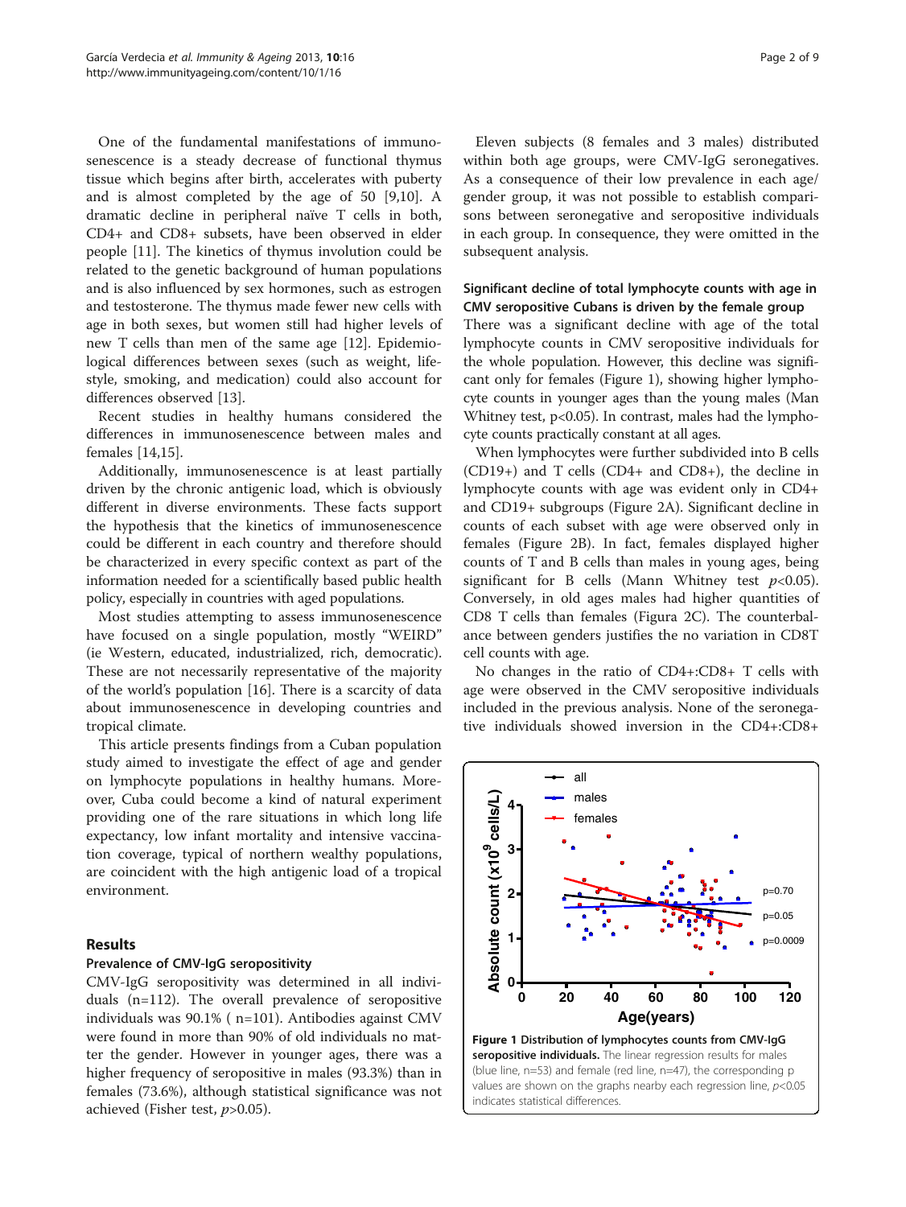One of the fundamental manifestations of immunosenescence is a steady decrease of functional thymus tissue which begins after birth, accelerates with puberty and is almost completed by the age of 50 [9,10]. A dramatic decline in peripheral naïve T cells in both, CD4+ and CD8+ subsets, have been observed in elder people [11]. The kinetics of thymus involution could be related to the genetic background of human populations and is also influenced by sex hormones, such as estrogen and testosterone. The thymus made fewer new cells with age in both sexes, but women still had higher levels of new T cells than men of the same age [12]. Epidemiological differences between sexes (such as weight, lifestyle, smoking, and medication) could also account for differences observed [13].

Recent studies in healthy humans considered the differences in immunosenescence between males and females [14,15].

Additionally, immunosenescence is at least partially driven by the chronic antigenic load, which is obviously different in diverse environments. These facts support the hypothesis that the kinetics of immunosenescence could be different in each country and therefore should be characterized in every specific context as part of the information needed for a scientifically based public health policy, especially in countries with aged populations.

Most studies attempting to assess immunosenescence have focused on a single population, mostly "WEIRD" (ie Western, educated, industrialized, rich, democratic). These are not necessarily representative of the majority of the world's population [16]. There is a scarcity of data about immunosenescence in developing countries and tropical climate.

This article presents findings from a Cuban population study aimed to investigate the effect of age and gender on lymphocyte populations in healthy humans. Moreover, Cuba could become a kind of natural experiment providing one of the rare situations in which long life expectancy, low infant mortality and intensive vaccination coverage, typical of northern wealthy populations, are coincident with the high antigenic load of a tropical environment.

## Results

### Prevalence of CMV-IgG seropositivity

CMV-IgG seropositivity was determined in all individuals (n=112). The overall prevalence of seropositive individuals was 90.1% ( n=101). Antibodies against CMV were found in more than 90% of old individuals no matter the gender. However in younger ages, there was a higher frequency of seropositive in males (93.3%) than in females (73.6%), although statistical significance was not achieved (Fisher test, $p>0.05$).

Eleven subjects (8 females and 3 males) distributed within both age groups, were CMV-IgG seronegatives. As a consequence of their low prevalence in each age/gender group, it was not possible to establish comparisons between seronegative and seropositive individuals in each group. In consequence, they were omitted in the subsequent analysis.

### Significant decline of total lymphocyte counts with age in CMV seropositive Cubans is driven by the female group

There was a significant decline with age of the total lymphocyte counts in CMV seropositive individuals for the whole population. However, this decline was significant only for females (Figure 1), showing higher lymphocyte counts in younger ages than the young males (Man Whitney test, p<0.05). In contrast, males had the lymphocyte counts practically constant at all ages.

When lymphocytes were further subdivided into B cells (CD19+) and T cells (CD4+ and CD8+), the decline in lymphocyte counts with age was evident only in CD4+ and CD19+ subgroups (Figure 2A). Significant decline in counts of each subset with age were observed only in females (Figure 2B). In fact, females displayed higher counts of T and B cells than males in young ages, being significant for B cells (Mann Whitney test $p<0.05$). Conversely, in old ages males had higher quantities of CD8 T cells than females (Figura 2C). The counterbalance between genders justifies the no variation in CD8T cell counts with age.

No changes in the ratio of CD4+:CD8+ T cells with age were observed in the CMV seropositive individuals included in the previous analysis. None of the seronegative individuals showed inversion in the CD4+:CD8+

**Figure 1 Distribution of lymphocytes counts from CMV-IgG seropositive individuals.** The linear regression results for males (blue line, n=53) and female (red line, n=47), the corresponding p values are shown on the graphs nearby each regression line, $p<0.05$ indicates statistical differences.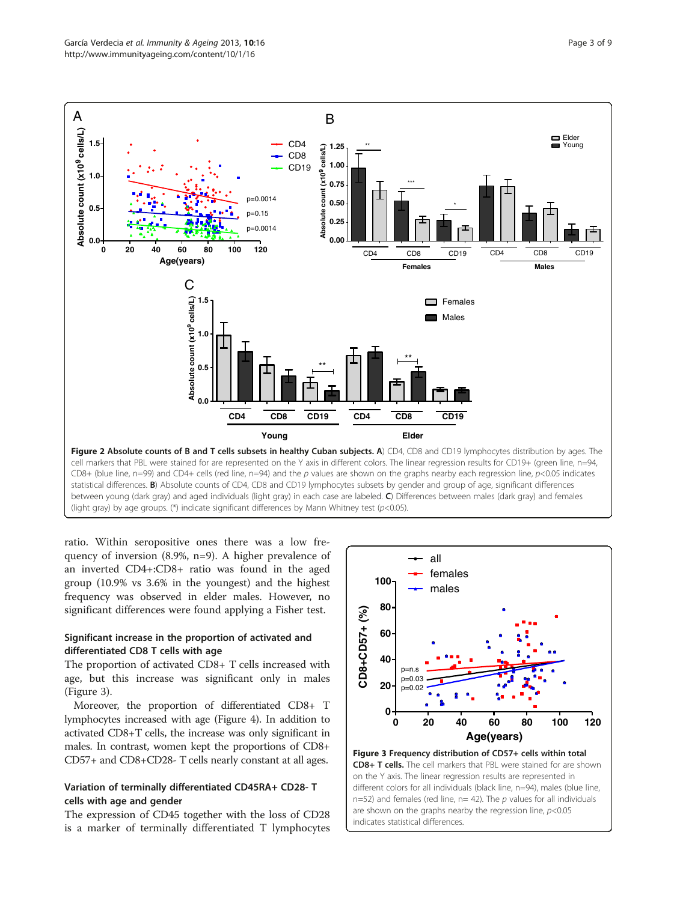**Figure 2 Absolute counts of B and T cells subsets in healthy Cuban subjects. A**) CD4, CD8 and CD19 lymphocytes distribution by ages. The cell markers that PBL were stained for are represented on the Y axis in different colors. The linear regression results for CD19+ (green line, n=94, CD8+ (blue line, n=99) and CD4+ cells (red line, n=94) and the *p* values are shown on the graphs nearby each regression line, *p*<0.05 indicates statistical differences. **B**) Absolute counts of CD4, CD8 and CD19 lymphocytes subsets by gender and group of age, significant differences between young (dark gray) and aged individuals (light gray) in each case are labeled. **C**) Differences between males (dark gray) and females (light gray) by age groups. (*) indicate significant differences by Mann Whitney test (*p*<0.05).

ratio. Within seropositive ones there was a low frequency of inversion (8.9%, n=9). A higher prevalence of an inverted CD4+:CD8+ ratio was found in the aged group (10.9% vs 3.6% in the youngest) and the highest frequency was observed in elder males. However, no significant differences were found applying a Fisher test.

### Significant increase in the proportion of activated and differentiated CD8 T cells with age

The proportion of activated CD8+ T cells increased with age, but this increase was significant only in males (Figure 3).

Moreover, the proportion of differentiated CD8+ T lymphocytes increased with age (Figure 4). In addition to activated CD8+T cells, the increase was only significant in males. In contrast, women kept the proportions of CD8+ CD57+ and CD8+CD28- T cells nearly constant at all ages.

### Variation of terminally differentiated CD45RA+ CD28- T cells with age and gender

The expression of CD45 together with the loss of CD28 is a marker of terminally differentiated T lymphocytes

**Figure 3 Frequency distribution of CD57+ cells within total CD8+ T cells.** The cell markers that PBL were stained for are shown on the Y axis. The linear regression results are represented in different colors for all individuals (black line, n=94), males (blue line, n=52) and females (red line, n= 42). The *p* values for all individuals are shown on the graphs nearby the regression line, *p*<0.05 indicates statistical differences.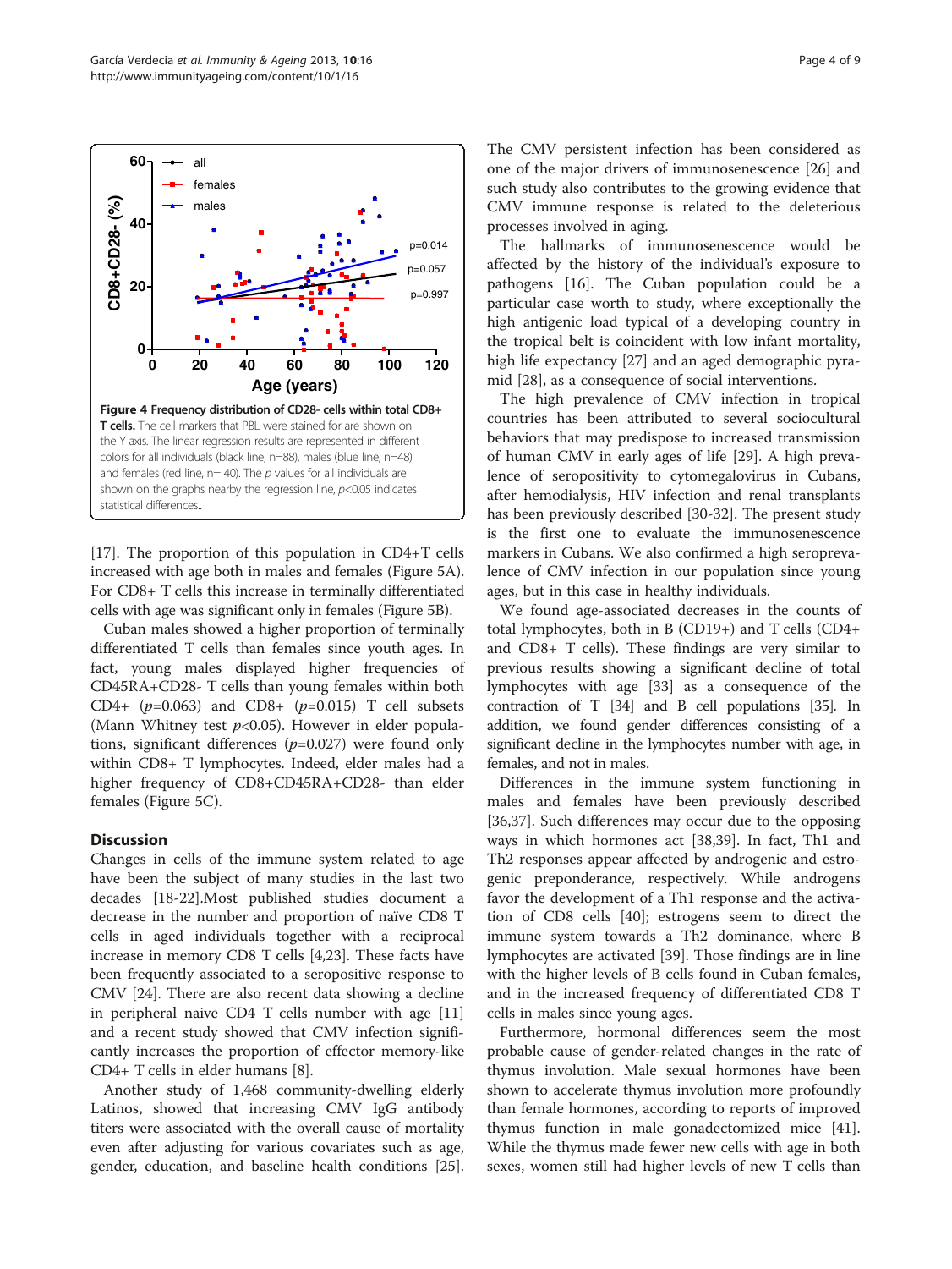Figure 4 Frequency distribution of CD28- cells within total CD8+ T cells. The cell markers that PBL were stained for are shown on the Y axis. The linear regression results are represented in different colors for all individuals (black line, n=88), males (blue line, n=48) and females (red line, n= 40). The *p* values for all individuals are shown on the graphs nearby the regression line, *p*<0.05 indicates statistical differences..

[17]. The proportion of this population in CD4+T cells increased with age both in males and females (Figure 5A). For CD8+ T cells this increase in terminally differentiated cells with age was significant only in females (Figure 5B).

Cuban males showed a higher proportion of terminally differentiated T cells than females since youth ages. In fact, young males displayed higher frequencies of CD45RA+CD28- T cells than young females within both CD4+ ($p$=0.063) and CD8+ ($p$=0.015) T cell subsets (Mann Whitney test $p$<0.05). However in elder populations, significant differences ($p$=0.027) were found only within CD8+ T lymphocytes. Indeed, elder males had a higher frequency of CD8+CD45RA+CD28- than elder females (Figure 5C).

## Discussion

Changes in cells of the immune system related to age have been the subject of many studies in the last two decades [18-22].Most published studies document a decrease in the number and proportion of naïve CD8 T cells in aged individuals together with a reciprocal increase in memory CD8 T cells [4,23]. These facts have been frequently associated to a seropositive response to CMV [24]. There are also recent data showing a decline in peripheral naive CD4 T cells number with age [11] and a recent study showed that CMV infection significantly increases the proportion of effector memory-like CD4+ T cells in elder humans [8].

Another study of 1,468 community-dwelling elderly Latinos, showed that increasing CMV IgG antibody titers were associated with the overall cause of mortality even after adjusting for various covariates such as age, gender, education, and baseline health conditions [25]. The CMV persistent infection has been considered as one of the major drivers of immunosenescence [26] and such study also contributes to the growing evidence that CMV immune response is related to the deleterious processes involved in aging.

The hallmarks of immunosenescence would be affected by the history of the individual's exposure to pathogens [16]. The Cuban population could be a particular case worth to study, where exceptionally the high antigenic load typical of a developing country in the tropical belt is coincident with low infant mortality, high life expectancy [27] and an aged demographic pyramid [28], as a consequence of social interventions.

The high prevalence of CMV infection in tropical countries has been attributed to several sociocultural behaviors that may predispose to increased transmission of human CMV in early ages of life [29]. A high prevalence of seropositivity to cytomegalovirus in Cubans, after hemodialysis, HIV infection and renal transplants has been previously described [30-32]. The present study is the first one to evaluate the immunosenescence markers in Cubans. We also confirmed a high seroprevalence of CMV infection in our population since young ages, but in this case in healthy individuals.

We found age-associated decreases in the counts of total lymphocytes, both in B (CD19+) and T cells (CD4+ and CD8+ T cells). These findings are very similar to previous results showing a significant decline of total lymphocytes with age [33] as a consequence of the contraction of T [34] and B cell populations [35]. In addition, we found gender differences consisting of a significant decline in the lymphocytes number with age, in females, and not in males.

Differences in the immune system functioning in males and females have been previously described [36,37]. Such differences may occur due to the opposing ways in which hormones act [38,39]. In fact, Th1 and Th2 responses appear affected by androgenic and estrogenic preponderance, respectively. While androgens favor the development of a Th1 response and the activation of CD8 cells [40]; estrogens seem to direct the immune system towards a Th2 dominance, where B lymphocytes are activated [39]. Those findings are in line with the higher levels of B cells found in Cuban females, and in the increased frequency of differentiated CD8 T cells in males since young ages.

Furthermore, hormonal differences seem the most probable cause of gender-related changes in the rate of thymus involution. Male sexual hormones have been shown to accelerate thymus involution more profoundly than female hormones, according to reports of improved thymus function in male gonadectomized mice [41]. While the thymus made fewer new cells with age in both sexes, women still had higher levels of new T cells than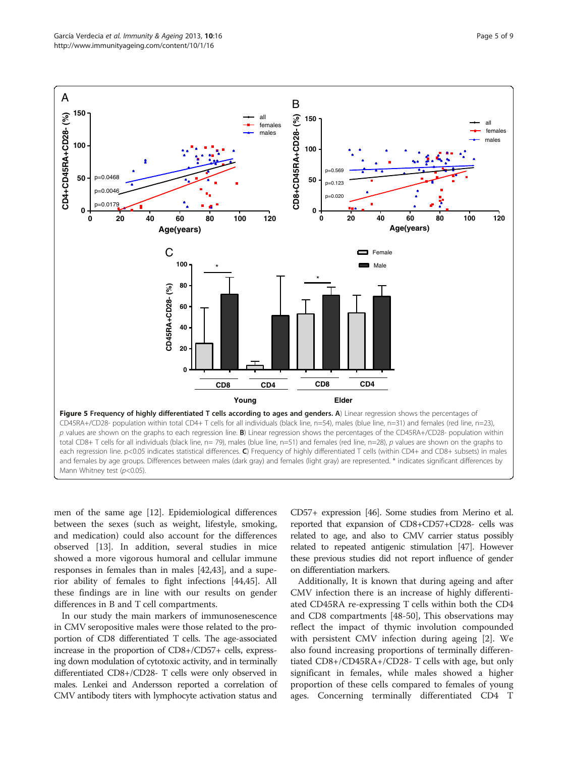**Figure 5 Frequency of highly differentiated T cells according to ages and genders. A**) Linear regression shows the percentages of CD45RA+/CD28- population within total CD4+ T cells for all individuals (black line, n=54), males (blue line, n=31) and females (red line, n=23), $p$ values are shown on the graphs to each regression line. **B**) Linear regression shows the percentages of the CD45RA+/CD28- population within total CD8+ T cells for all individuals (black line, n= 79), males (blue line, n=51) and females (red line, n=28), $p$ values are shown on the graphs to each regression line. p<0.05 indicates statistical differences. **C**) Frequency of highly differentiated T cells (within CD4+ and CD8+ subsets) in males and females by age groups. Differences between males (dark gray) and females (light gray) are represented. * indicates significant differences by Mann Whitney test ($p$<0.05).

men of the same age [12]. Epidemiological differences between the sexes (such as weight, lifestyle, smoking, and medication) could also account for the differences observed [13]. In addition, several studies in mice showed a more vigorous humoral and cellular immune responses in females than in males [42,43], and a superior ability of females to fight infections [44,45]. All these findings are in line with our results on gender differences in B and T cell compartments.

In our study the main markers of immunosenescence in CMV seropositive males were those related to the proportion of CD8 differentiated T cells. The age-associated increase in the proportion of CD8+/CD57+ cells, expressing down modulation of cytotoxic activity, and in terminally differentiated CD8+/CD28- T cells were only observed in males. Lenkei and Andersson reported a correlation of CMV antibody titers with lymphocyte activation status and CD57+ expression [46]. Some studies from Merino et al. reported that expansion of CD8+CD57+CD28- cells was related to age, and also to CMV carrier status possibly related to repeated antigenic stimulation [47]. However these previous studies did not report influence of gender on differentiation markers.

Additionally, It is known that during ageing and after CMV infection there is an increase of highly differentiated CD45RA re-expressing T cells within both the CD4 and CD8 compartments [48-50], This observations may reflect the impact of thymic involution compounded with persistent CMV infection during ageing [2]. We also found increasing proportions of terminally differentiated CD8+/CD45RA+/CD28- T cells with age, but only significant in females, while males showed a higher proportion of these cells compared to females of young ages. Concerning terminally differentiated CD4 T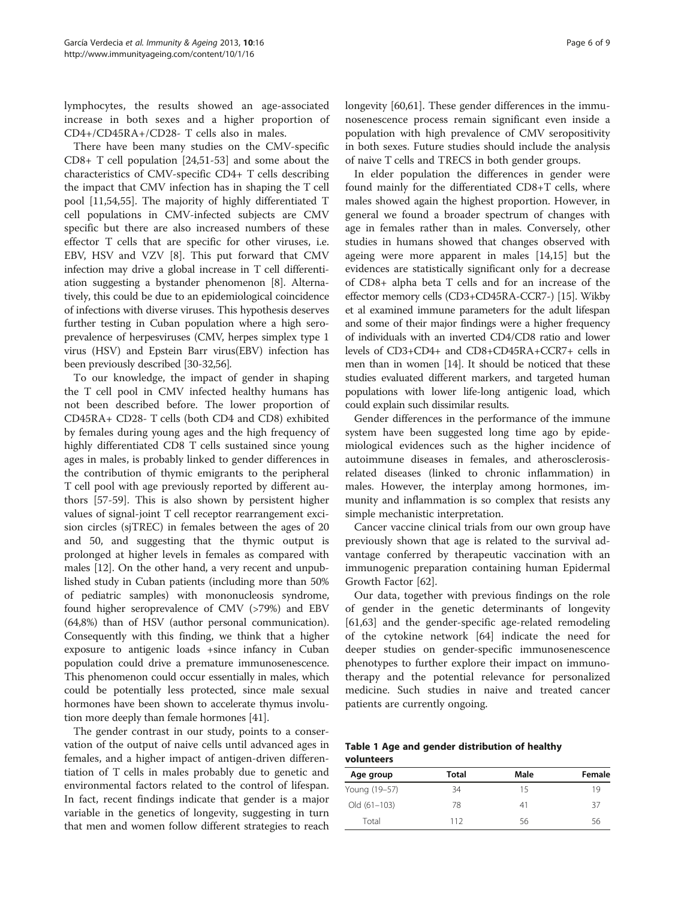lymphocytes, the results showed an age-associated increase in both sexes and a higher proportion of CD4+/CD45RA+/CD28- T cells also in males.

There have been many studies on the CMV-specific CD8+ T cell population [24,51-53] and some about the characteristics of CMV-specific CD4+ T cells describing the impact that CMV infection has in shaping the T cell pool [11,54,55]. The majority of highly differentiated T cell populations in CMV-infected subjects are CMV specific but there are also increased numbers of these effector T cells that are specific for other viruses, i.e. EBV, HSV and VZV [8]. This put forward that CMV infection may drive a global increase in T cell differentiation suggesting a bystander phenomenon [8]. Alternatively, this could be due to an epidemiological coincidence of infections with diverse viruses. This hypothesis deserves further testing in Cuban population where a high seroprevalence of herpesviruses (CMV, herpes simplex type 1 virus (HSV) and Epstein Barr virus(EBV) infection has been previously described [30-32,56].

To our knowledge, the impact of gender in shaping the T cell pool in CMV infected healthy humans has not been described before. The lower proportion of CD45RA+ CD28- T cells (both CD4 and CD8) exhibited by females during young ages and the high frequency of highly differentiated CD8 T cells sustained since young ages in males, is probably linked to gender differences in the contribution of thymic emigrants to the peripheral T cell pool with age previously reported by different authors [57-59]. This is also shown by persistent higher values of signal-joint T cell receptor rearrangement excision circles (sjTREC) in females between the ages of 20 and 50, and suggesting that the thymic output is prolonged at higher levels in females as compared with males [12]. On the other hand, a very recent and unpublished study in Cuban patients (including more than 50% of pediatric samples) with mononucleosis syndrome, found higher seroprevalence of CMV (>79%) and EBV (64,8%) than of HSV (author personal communication). Consequently with this finding, we think that a higher exposure to antigenic loads +since infancy in Cuban population could drive a premature immunosenescence. This phenomenon could occur essentially in males, which could be potentially less protected, since male sexual hormones have been shown to accelerate thymus involution more deeply than female hormones [41].

The gender contrast in our study, points to a conservation of the output of naive cells until advanced ages in females, and a higher impact of antigen-driven differentiation of T cells in males probably due to genetic and environmental factors related to the control of lifespan. In fact, recent findings indicate that gender is a major variable in the genetics of longevity, suggesting in turn that men and women follow different strategies to reach longevity [60,61]. These gender differences in the immunosenescence process remain significant even inside a population with high prevalence of CMV seropositivity in both sexes. Future studies should include the analysis of naive T cells and TRECS in both gender groups.

In elder population the differences in gender were found mainly for the differentiated CD8+T cells, where males showed again the highest proportion. However, in general we found a broader spectrum of changes with age in females rather than in males. Conversely, other studies in humans showed that changes observed with ageing were more apparent in males [14,15] but the evidences are statistically significant only for a decrease of CD8+ alpha beta T cells and for an increase of the effector memory cells (CD3+CD45RA-CCR7-) [15]. Wikby et al examined immune parameters for the adult lifespan and some of their major findings were a higher frequency of individuals with an inverted CD4/CD8 ratio and lower levels of CD3+CD4+ and CD8+CD45RA+CCR7+ cells in men than in women [14]. It should be noticed that these studies evaluated different markers, and targeted human populations with lower life-long antigenic load, which could explain such dissimilar results.

Gender differences in the performance of the immune system have been suggested long time ago by epidemiological evidences such as the higher incidence of autoimmune diseases in females, and atherosclerosis-related diseases (linked to chronic inflammation) in males. However, the interplay among hormones, immunity and inflammation is so complex that resists any simple mechanistic interpretation.

Cancer vaccine clinical trials from our own group have previously shown that age is related to the survival advantage conferred by therapeutic vaccination with an immunogenic preparation containing human Epidermal Growth Factor [62].

Our data, together with previous findings on the role of gender in the genetic determinants of longevity [61,63] and the gender-specific age-related remodeling of the cytokine network [64] indicate the need for deeper studies on gender-specific immunosenescence phenotypes to further explore their impact on immunotherapy and the potential relevance for personalized medicine. Such studies in naive and treated cancer patients are currently ongoing.

**Table 1 Age and gender distribution of healthy volunteers**

| Age group | Total | Male | Female |
|---|---|---|---|
| Young (19–57) | 34 | 15 | 19 |
| Old (61–103) | 78 | 41 | 37 |
| Total | 112 | 56 | 56 |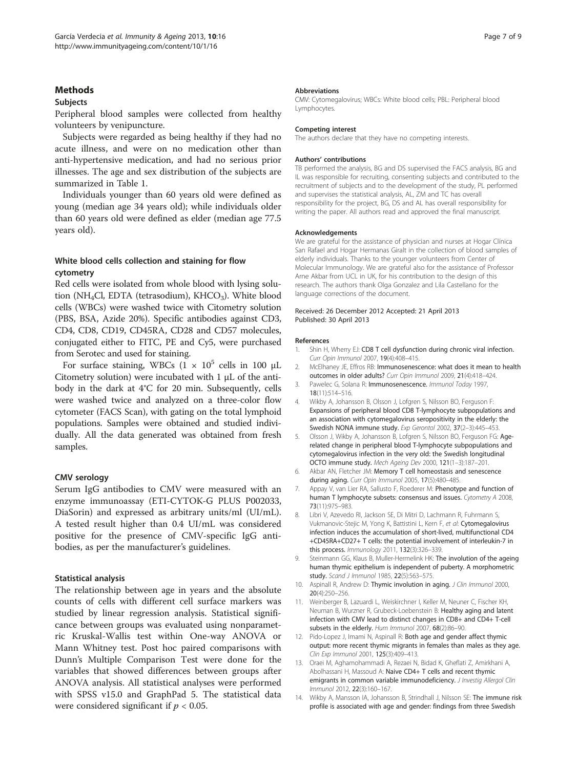## Methods

### Subjects

Peripheral blood samples were collected from healthy volunteers by venipuncture.

Subjects were regarded as being healthy if they had no acute illness, and were on no medication other than anti-hypertensive medication, and had no serious prior illnesses. The age and sex distribution of the subjects are summarized in Table 1.

Individuals younger than 60 years old were defined as young (median age 34 years old); while individuals older than 60 years old were defined as elder (median age 77.5 years old).

### White blood cells collection and staining for flow cytometry

Red cells were isolated from whole blood with lysing solution ($NH_4Cl$, EDTA (tetrasodium), $KHCO_3$). White blood cells (WBCs) were washed twice with Citometry solution (PBS, BSA, Azide 20%). Specific antibodies against CD3, CD4, CD8, CD19, CD45RA, CD28 and CD57 molecules, conjugated either to FITC, PE and Cy5, were purchased from Serotec and used for staining.

For surface staining, WBCs ($1 \times 10^5$ cells in 100 μL Citometry solution) were incubated with 1 μL of the antibody in the dark at 4°C for 20 min. Subsequently, cells were washed twice and analyzed on a three-color flow cytometer (FACS Scan), with gating on the total lymphoid populations. Samples were obtained and studied individually. All the data generated was obtained from fresh samples.

### CMV serology

Serum IgG antibodies to CMV were measured with an enzyme immunoassay (ETI-CYTOK-G PLUS P002033, DiaSorin) and expressed as arbitrary units/ml (UI/mL). A tested result higher than 0.4 UI/mL was considered positive for the presence of CMV-specific IgG antibodies, as per the manufacturer's guidelines.

### Statistical analysis

The relationship between age in years and the absolute counts of cells with different cell surface markers was studied by linear regression analysis. Statistical significance between groups was evaluated using nonparametric Kruskal-Wallis test within One-way ANOVA or Mann Whitney test. Post hoc paired comparisons with Dunn's Multiple Comparison Test were done for the variables that showed differences between groups after ANOVA analysis. All statistical analyses were performed with SPSS v15.0 and GraphPad 5. The statistical data were considered significant if $p < 0.05$.

#### Abbreviations

CMV: Cytomegalovirus; WBCs: White blood cells; PBL: Peripheral blood Lymphocytes.

#### Competing interest

The authors declare that they have no competing interests.

#### Authors' contributions

TB performed the analysis, BG and DS supervised the FACS analysis, BG and IL was responsible for recruiting, consenting subjects and contributed to the recruitment of subjects and to the development of the study, PL performed and supervises the statistical analysis, AL, ZM and TC has overall responsibility for the project, BG, DS and AL has overall responsibility for writing the paper. All authors read and approved the final manuscript.

#### Acknowledgements

We are grateful for the assistance of physician and nurses at Hogar Clínica San Rafael and Hogar Hermanas Giralt in the collection of blood samples of elderly individuals. Thanks to the younger volunteers from Center of Molecular Immunology. We are grateful also for the assistance of Professor Arne Akbar from UCL in UK, for his contribution to the design of this research. The authors thank Olga Gonzalez and Lila Castellano for the language corrections of the document.

Received: 26 December 2012 Accepted: 21 April 2013
Published: 30 April 2013

#### References

1. Shin H, Wherry EJ: **CD8 T cell dysfunction during chronic viral infection.** *Curr Opin Immunol* 2007, **19**(4):408–415.
2. McElhaney JE, Effros RB: **Immunosenescence: what does it mean to health outcomes in older adults?** *Curr Opin Immunol* 2009, **21**(4):418–424.
3. Pawelec G, Solana R: **Immunosenescence.** *Immunol Today* 1997, **18**(11):514–516.
4. Wikby A, Johansson B, Olsson J, Lofgren S, Nilsson BO, Ferguson F: **Expansions of peripheral blood CD8 T-lymphocyte subpopulations and an association with cytomegalovirus seropositivity in the elderly: the Swedish NONA immune study.** *Exp Gerontol* 2002, **37**(2–3):445–453.
5. Olsson J, Wikby A, Johansson B, Lofgren S, Nilsson BO, Ferguson FG: **Age-related change in peripheral blood T-lymphocyte subpopulations and cytomegalovirus infection in the very old: the Swedish longitudinal OCTO immune study.** *Mech Ageing Dev* 2000, **121**(1–3):187–201.
6. Akbar AN, Fletcher JM: **Memory T cell homeostasis and senescence during aging.** *Curr Opin Immunol* 2005, **17**(5):480–485.
7. Appay V, van Lier RA, Sallusto F, Roederer M: **Phenotype and function of human T lymphocyte subsets: consensus and issues.** *Cytometry A* 2008, **73**(11):975–983.
8. Libri V, Azevedo RI, Jackson SE, Di Mitri D, Lachmann R, Fuhrmann S, Vukmanovic-Stejic M, Yong K, Battistini L, Kern F, *et al*: **Cytomegalovirus infection induces the accumulation of short-lived, multifunctional CD4 +CD45RA+CD27+ T cells: the potential involvement of interleukin-7 in this process.** *Immunology* 2011, **132**(3):326–339.
9. Steinmann GG, Klaus B, Muller-Hermelink HK: **The involution of the ageing human thymic epithelium is independent of puberty. A morphometric study.** *Scand J Immunol* 1985, **22**(5):563–575.
10. Aspinall R, Andrew D: **Thymic involution in aging.** *J Clin Immunol* 2000, **20**(4):250–256.
11. Weinberger B, Lazuardi L, Weiskirchner I, Keller M, Neuner C, Fischer KH, Neuman B, Wurzner R, Grubeck-Loebenstein B: **Healthy aging and latent infection with CMV lead to distinct changes in CD8+ and CD4+ T-cell subsets in the elderly.** *Hum Immunol* 2007, **68**(2):86–90.
12. Pido-Lopez J, Imami N, Aspinall R: **Both age and gender affect thymic output: more recent thymic migrants in females than males as they age.** *Clin Exp Immunol* 2001, **125**(3):409–413.
13. Oraei M, Aghamohammadi A, Rezaei N, Bidad K, Gheflati Z, Amirkhani A, Abolhassani H, Massoud A: **Naive CD4+ T cells and recent thymic emigrants in common variable immunodeficiency.** *J Investig Allergol Clin Immunol* 2012, **22**(3):160–167.
14. Wikby A, Mansson IA, Johansson B, Strindhall J, Nilsson SE: **The immune risk profile is associated with age and gender: findings from three Swedish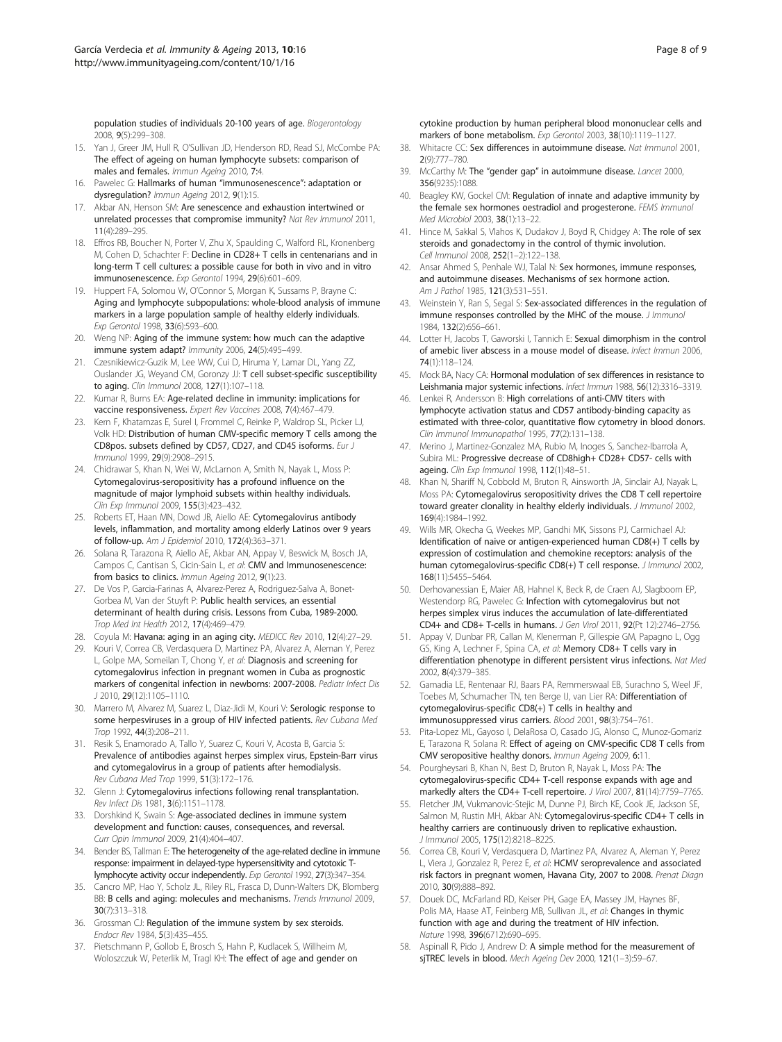population studies of individuals 20-100 years of age. *Biogerontology* 2008, **9**(5):299–308.

15. Yan J, Greer JM, Hull R, O'Sullivan JD, Henderson RD, Read SJ, McCombe PA: **The effect of ageing on human lymphocyte subsets: comparison of males and females.** *Immun Ageing* 2010, **7**:4.
16. Pawelec G: **Hallmarks of human "immunosenescence": adaptation or dysregulation?** *Immun Ageing* 2012, **9**(1):15.
17. Akbar AN, Henson SM: **Are senescence and exhaustion intertwined or unrelated processes that compromise immunity?** *Nat Rev Immunol* 2011, **11**(4):289–295.
18. Effros RB, Boucher N, Porter V, Zhu X, Spaulding C, Walford RL, Kronenberg M, Cohen D, Schachter F: **Decline in CD28+ T cells in centenarians and in long-term T cell cultures: a possible cause for both in vivo and in vitro immunosenescence.** *Exp Gerontol* 1994, **29**(6):601–609.
19. Huppert FA, Solomou W, O'Connor S, Morgan K, Sussams P, Brayne C: **Aging and lymphocyte subpopulations: whole-blood analysis of immune markers in a large population sample of healthy elderly individuals.** *Exp Gerontol* 1998, **33**(6):593–600.
20. Weng NP: **Aging of the immune system: how much can the adaptive immune system adapt?** *Immunity* 2006, **24**(5):495–499.
21. Czesnikiewicz-Guzik M, Lee WW, Cui D, Hiruma Y, Lamar DL, Yang ZZ, Ouslander JG, Weyand CM, Goronzy JJ: **T cell subset-specific susceptibility to aging.** *Clin Immunol* 2008, **127**(1):107–118.
22. Kumar R, Burns EA: **Age-related decline in immunity: implications for vaccine responsiveness.** *Expert Rev Vaccines* 2008, **7**(4):467–479.
23. Kern F, Khatamzas E, Surel I, Frommel C, Reinke P, Waldrop SL, Picker LJ, Volk HD: **Distribution of human CMV-specific memory T cells among the CD8pos. subsets defined by CD57, CD27, and CD45 isoforms.** *Eur J Immunol* 1999, **29**(9):2908–2915.
24. Chidrawar S, Khan N, Wei W, McLarnon A, Smith N, Nayak L, Moss P: **Cytomegalovirus-seropositivity has a profound influence on the magnitude of major lymphoid subsets within healthy individuals.** *Clin Exp Immunol* 2009, **155**(3):423–432.
25. Roberts ET, Haan MN, Dowd JB, Aiello AE: **Cytomegalovirus antibody levels, inflammation, and mortality among elderly Latinos over 9 years of follow-up.** *Am J Epidemiol* 2010, **172**(4):363–371.
26. Solana R, Tarazona R, Aiello AE, Akbar AN, Appay V, Beswick M, Bosch JA, Campos C, Cantisan S, Cicin-Sain L, *et al*: **CMV and Immunosenescence: from basics to clinics.** *Immun Ageing* 2012, **9**(1):23.
27. De Vos P, Garcia-Farinas A, Alvarez-Perez A, Rodriguez-Salva A, Bonet-Gorbea M, Van der Stuyft P: **Public health services, an essential determinant of health during crisis. Lessons from Cuba, 1989-2000.** *Trop Med Int Health* 2012, **17**(4):469–479.
28. Coyula M: **Havana: aging in an aging city.** *MEDICC Rev* 2010, **12**(4):27–29.
29. Kouri V, Correa CB, Verdasquera D, Martinez PA, Alvarez A, Aleman Y, Perez L, Golpe MA, Someilan T, Chong Y, *et al*: **Diagnosis and screening for cytomegalovirus infection in pregnant women in Cuba as prognostic markers of congenital infection in newborns: 2007-2008.** *Pediatr Infect Dis J* 2010, **29**(12):1105–1110.
30. Marrero M, Alvarez M, Suarez L, Diaz-Jidi M, Kouri V: **Serologic response to some herpesviruses in a group of HIV infected patients.** *Rev Cubana Med Trop* 1992, **44**(3):208–211.
31. Resik S, Enamorado A, Tallo Y, Suarez C, Kouri V, Acosta B, Garcia S: **Prevalence of antibodies against herpes simplex virus, Epstein-Barr virus and cytomegalovirus in a group of patients after hemodialysis.** *Rev Cubana Med Trop* 1999, **51**(3):172–176.
32. Glenn J: **Cytomegalovirus infections following renal transplantation.** *Rev Infect Dis* 1981, **3**(6):1151–1178.
33. Dorshkind K, Swain S: **Age-associated declines in immune system development and function: causes, consequences, and reversal.** *Curr Opin Immunol* 2009, **21**(4):404–407.
34. Bender BS, Tallman E: **The heterogeneity of the age-related decline in immune response: impairment in delayed-type hypersensitivity and cytotoxic T-lymphocyte activity occur independently.** *Exp Gerontol* 1992, **27**(3):347–354.
35. Cancro MP, Hao Y, Scholz JL, Riley RL, Frasca D, Dunn-Walters DK, Blomberg BB: **B cells and aging: molecules and mechanisms.** *Trends Immunol* 2009, **30**(7):313–318.
36. Grossman CJ: **Regulation of the immune system by sex steroids.** *Endocr Rev* 1984, **5**(3):435–455.
37. Pietschmann P, Gollob E, Brosch S, Hahn P, Kudlacek S, Willheim M, Woloszczuk W, Peterlik M, Tragl KH: **The effect of age and gender on cytokine production by human peripheral blood mononuclear cells and markers of bone metabolism.** *Exp Gerontol* 2003, **38**(10):1119–1127.
38. Whitacre CC: **Sex differences in autoimmune disease.** *Nat Immunol* 2001, **2**(9):777–780.
39. McCarthy M: **The "gender gap" in autoimmune disease.** *Lancet* 2000, **356**(9235):1088.
40. Beagley KW, Gockel CM: **Regulation of innate and adaptive immunity by the female sex hormones oestradiol and progesterone.** *FEMS Immunol Med Microbiol* 2003, **38**(1):13–22.
41. Hince M, Sakkal S, Vlahos K, Dudakov J, Boyd R, Chidgey A: **The role of sex steroids and gonadectomy in the control of thymic involution.** *Cell Immunol* 2008, **252**(1–2):122–138.
42. Ansar Ahmed S, Penhale WJ, Talal N: **Sex hormones, immune responses, and autoimmune diseases. Mechanisms of sex hormone action.** *Am J Pathol* 1985, **121**(3):531–551.
43. Weinstein Y, Ran S, Segal S: **Sex-associated differences in the regulation of immune responses controlled by the MHC of the mouse.** *J Immunol* 1984, **132**(2):656–661.
44. Lotter H, Jacobs T, Gaworski I, Tannich E: **Sexual dimorphism in the control of amebic liver abscess in a mouse model of disease.** *Infect Immun* 2006, **74**(1):118–124.
45. Mock BA, Nacy CA: **Hormonal modulation of sex differences in resistance to Leishmania major systemic infections.** *Infect Immun* 1988, **56**(12):3316–3319.
46. Lenkei R, Andersson B: **High correlations of anti-CMV titers with lymphocyte activation status and CD57 antibody-binding capacity as estimated with three-color, quantitative flow cytometry in blood donors.** *Clin Immunol Immunopathol* 1995, **77**(2):131–138.
47. Merino J, Martinez-Gonzalez MA, Rubio M, Inoges S, Sanchez-Ibarrola A, Subira ML: **Progressive decrease of CD8high+ CD28+ CD57- cells with ageing.** *Clin Exp Immunol* 1998, **112**(1):48–51.
48. Khan N, Shariff N, Cobbold M, Bruton R, Ainsworth JA, Sinclair AJ, Nayak L, Moss PA: **Cytomegalovirus seropositivity drives the CD8 T cell repertoire toward greater clonality in healthy elderly individuals.** *J Immunol* 2002, **169**(4):1984–1992.
49. Wills MR, Okecha G, Weekes MP, Gandhi MK, Sissons PJ, Carmichael AJ: **Identification of naive or antigen-experienced human CD8(+) T cells by expression of costimulation and chemokine receptors: analysis of the human cytomegalovirus-specific CD8(+) T cell response.** *J Immunol* 2002, **168**(11):5455–5464.
50. Derhovanessian E, Maier AB, Hahnel K, Beck R, de Craen AJ, Slagboom EP, Westendorp RG, Pawelec G: **Infection with cytomegalovirus but not herpes simplex virus induces the accumulation of late-differentiated CD4+ and CD8+ T-cells in humans.** *J Gen Virol* 2011, **92**(Pt 12):2746–2756.
51. Appay V, Dunbar PR, Callan M, Klenerman P, Gillespie GM, Papagno L, Ogg GS, King A, Lechner F, Spina CA, *et al*: **Memory CD8+ T cells vary in differentiation phenotype in different persistent virus infections.** *Nat Med* 2002, **8**(4):379–385.
52. Gamadia LE, Rentenaar RJ, Baars PA, Remmerswaal EB, Surachno S, Weel JF, Toebes M, Schumacher TN, ten Berge IJ, van Lier RA: **Differentiation of cytomegalovirus-specific CD8(+) T cells in healthy and immunosuppressed virus carriers.** *Blood* 2001, **98**(3):754–761.
53. Pita-Lopez ML, Gayoso I, DelaRosa O, Casado JG, Alonso C, Munoz-Gomariz E, Tarazona R, Solana R: **Effect of ageing on CMV-specific CD8 T cells from CMV seropositive healthy donors.** *Immun Ageing* 2009, **6**:11.
54. Pourgheysari B, Khan N, Best D, Bruton R, Nayak L, Moss PA: **The cytomegalovirus-specific CD4+ T-cell response expands with age and markedly alters the CD4+ T-cell repertoire.** *J Virol* 2007, **81**(14):7759–7765.
55. Fletcher JM, Vukmanovic-Stejic M, Dunne PJ, Birch KE, Cook JE, Jackson SE, Salmon M, Rustin MH, Akbar AN: **Cytomegalovirus-specific CD4+ T cells in healthy carriers are continuously driven to replicative exhaustion.** *J Immunol* 2005, **175**(12):8218–8225.
56. Correa CB, Kouri V, Verdasquera D, Martinez PA, Alvarez A, Aleman Y, Perez L, Viera J, Gonzalez R, Perez E, *et al*: **HCMV seroprevalence and associated risk factors in pregnant women, Havana City, 2007 to 2008.** *Prenat Diagn* 2010, **30**(9):888–892.
57. Douek DC, McFarland RD, Keiser PH, Gage EA, Massey JM, Haynes BF, Polis MA, Haase AT, Feinberg MB, Sullivan JL, *et al*: **Changes in thymic function with age and during the treatment of HIV infection.** *Nature* 1998, **396**(6712):690–695.
58. Aspinall R, Pido J, Andrew D: **A simple method for the measurement of sjTREC levels in blood.** *Mech Ageing Dev* 2000, **121**(1–3):59–67.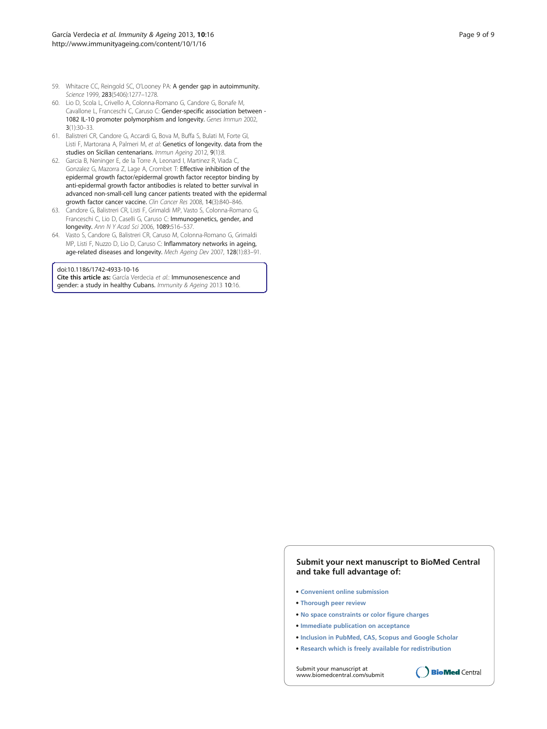59. Whitacre CC, Reingold SC, O'Looney PA: **A gender gap in autoimmunity.** *Science* 1999, **283**(5406):1277–1278.
60. Lio D, Scola L, Crivello A, Colonna-Romano G, Candore G, Bonafe M, Cavallone L, Franceschi C, Caruso C: **Gender-specific association between -1082 IL-10 promoter polymorphism and longevity.** *Genes Immun* 2002, **3**(1):30–33.
61. Balistreri CR, Candore G, Accardi G, Bova M, Buffa S, Bulati M, Forte GI, Listi F, Martorana A, Palmeri M, *et al*: **Genetics of longevity. data from the studies on Sicilian centenarians.** *Immun Ageing* 2012, **9**(1):8.
62. Garcia B, Neninger E, de la Torre A, Leonard I, Martinez R, Viada C, Gonzalez G, Mazorra Z, Lage A, Crombet T: **Effective inhibition of the epidermal growth factor/epidermal growth factor receptor binding by anti-epidermal growth factor antibodies is related to better survival in advanced non-small-cell lung cancer patients treated with the epidermal growth factor cancer vaccine.** *Clin Cancer Res* 2008, **14**(3):840–846.
63. Candore G, Balistreri CR, Listi F, Grimaldi MP, Vasto S, Colonna-Romano G, Franceschi C, Lio D, Caselli G, Caruso C: **Immunogenetics, gender, and longevity.** *Ann N Y Acad Sci* 2006, **1089**:516–537.
64. Vasto S, Candore G, Balistreri CR, Caruso M, Colonna-Romano G, Grimaldi MP, Listi F, Nuzzo D, Lio D, Caruso C: **Inflammatory networks in ageing, age-related diseases and longevity.** *Mech Ageing Dev* 2007, **128**(1):83–91.

doi:10.1186/1742-4933-10-16
**Cite this article as:** García Verdecia *et al.*: Immunosenescence and gender: a study in healthy Cubans. *Immunity & Ageing* 2013 **10**:16.

**Submit your next manuscript to BioMed Central and take full advantage of:**

- **Convenient online submission**
- **Thorough peer review**
- **No space constraints or color figure charges**
- **Immediate publication on acceptance**
- **Inclusion in PubMed, CAS, Scopus and Google Scholar**
- **Research which is freely available for redistribution**

Submit your manuscript at
www.biomedcentral.com/submit

BioMed Central